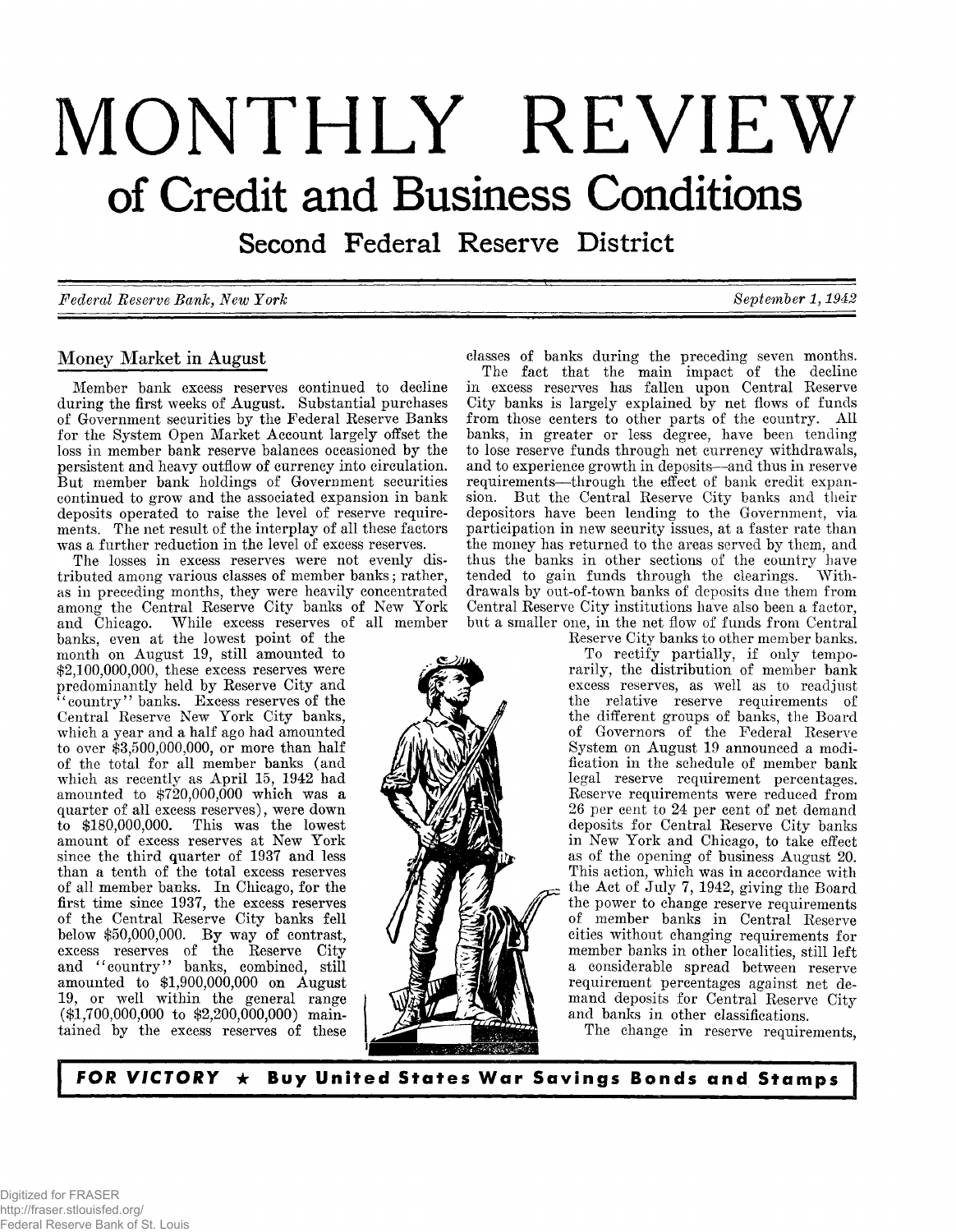# MONTHLY REVIEW
## of Credit and Business Conditions
### Second Federal Reserve District

*Federal Reserve Bank, New York* *September 1, 1942*

## Money Market in August

Member bank excess reserves continued to decline during the first weeks of August. Substantial purchases of Government securities by the Federal Reserve Banks for the System Open Market Account largely offset the loss in member bank reserve balances occasioned by the persistent and heavy outflow of currency into circulation. But member bank holdings of Government securities continued to grow and the associated expansion in bank deposits operated to raise the level of reserve requirements. The net result of the interplay of all these factors was a further reduction in the level of excess reserves.

The losses in excess reserves were not evenly distributed among various classes of member banks; rather, as in preceding months, they were heavily concentrated among the Central Reserve City banks of New York and Chicago. While excess reserves of all member banks, even at the lowest point of the month on August 19, still amounted to $2,100,000,000, these excess reserves were predominantly held by Reserve City and "country" banks. Excess reserves of the Central Reserve New York City banks, which a year and a half ago had amounted to over $3,500,000,000, or more than half of the total for all member banks (and which as recently as April 15, 1942 had amounted to $720,000,000 which was a quarter of all excess reserves), were down to $180,000,000. This was the lowest amount of excess reserves at New York since the third quarter of 1937 and less than a tenth of the total excess reserves of all member banks. In Chicago, for the first time since 1937, the excess reserves of the Central Reserve City banks fell below $50,000,000. By way of contrast, excess reserves of the Reserve City and "country" banks, combined, still amounted to $1,900,000,000 on August 19, or well within the general range ($1,700,000,000 to $2,200,000,000) maintained by the excess reserves of these classes of banks during the preceding seven months.

The fact that the main impact of the decline in excess reserves has fallen upon Central Reserve City banks is largely explained by net flows of funds from those centers to other parts of the country. All banks, in greater or less degree, have been tending to lose reserve funds through net currency withdrawals, and to experience growth in deposits—and thus in reserve requirements—through the effect of bank credit expansion. But the Central Reserve City banks and their depositors have been lending to the Government, via participation in new security issues, at a faster rate than the money has returned to the areas served by them, and thus the banks in other sections of the country have tended to gain funds through the clearings. Withdrawals by out-of-town banks of deposits due them from Central Reserve City institutions have also been a factor, but a smaller one, in the net flow of funds from Central Reserve City banks to other member banks.

To rectify partially, if only temporarily, the distribution of member bank excess reserves, as well as to readjust the relative reserve requirements of the different groups of banks, the Board of Governors of the Federal Reserve System on August 19 announced a modification in the schedule of member bank legal reserve requirement percentages. Reserve requirements were reduced from 26 per cent to 24 per cent of net demand deposits for Central Reserve City banks in New York and Chicago, to take effect as of the opening of business August 20. This action, which was in accordance with the Act of July 7, 1942, giving the Board the power to change reserve requirements of member banks in Central Reserve cities without changing requirements for member banks in other localities, still left a considerable spread between reserve requirement percentages against net demand deposits for Central Reserve City and banks in other classifications.

The change in reserve requirements,

**FOR VICTORY ★ Buy United States War Savings Bonds and Stamps**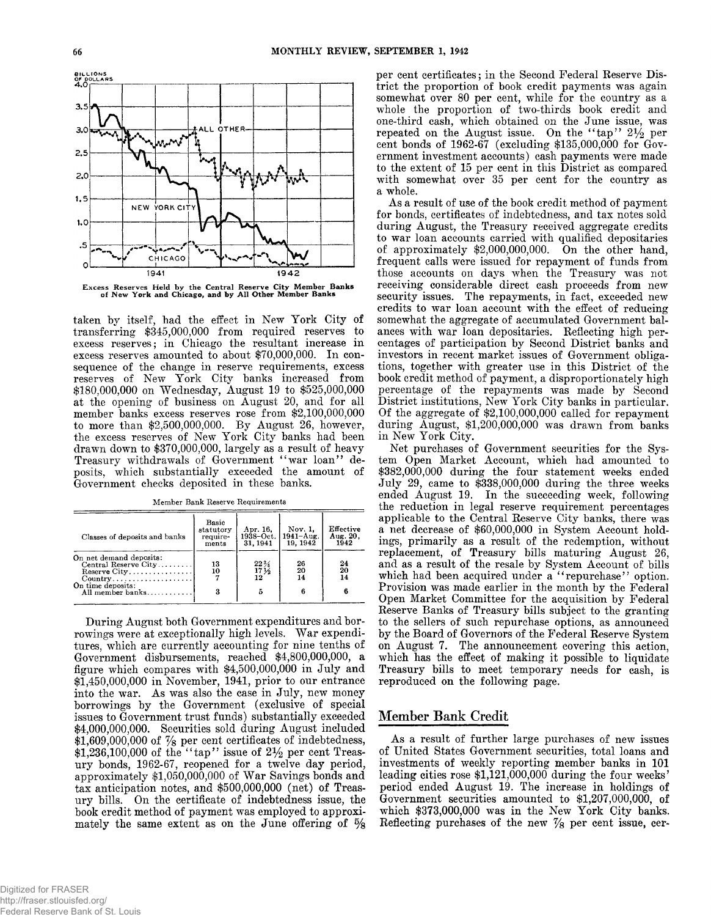BILLIONS OF DOLLARS

4.0

3.5

3.0

2.5

2.0

1.5

1.0

.5

0

ALL OTHER

NEW YORK CITY

CHICAGO

1941

1942

Excess Reserves Held by the Central Reserve City Member Banks of New York and Chicago, and by All Other Member Banks

taken by itself, had the effect in New York City of transferring $345,000,000 from required reserves to excess reserves; in Chicago the resultant increase in excess reserves amounted to about $70,000,000. In consequence of the change in reserve requirements, excess reserves of New York City banks increased from $180,000,000 on Wednesday, August 19 to $525,000,000 at the opening of business on August 20, and for all member banks excess reserves rose from $2,100,000,000 to more than $2,500,000,000. By August 26, however, the excess reserves of New York City banks had been drawn down to $370,000,000, largely as a result of heavy Treasury withdrawals of Government "war loan" deposits, which substantially exceeded the amount of Government checks deposited in these banks.

Member Bank Reserve Requirements

| Classes of deposits and banks | Basic statutory require-ments | Apr. 16, 1938–Oct. 31, 1941 | Nov. 1, 1941–Aug. 19, 1942 | Effective Aug. 20, 1942 |
|---|---|---|---|---|
| On net demand deposits: | | | | |
| Central Reserve City | 13 | 22¾ | 26 | 24 |
| Reserve City | 10 | 17½ | 20 | 20 |
| Country | 7 | 12 | 14 | 14 |
| On time deposits: | | | | |
| All member banks | 3 | 5 | 6 | 6 |

During August both Government expenditures and borrowings were at exceptionally high levels. War expenditures, which are currently accounting for nine tenths of Government disbursements, reached $4,800,000,000, a figure which compares with $4,500,000,000 in July and $1,450,000,000 in November, 1941, prior to our entrance into the war. As was also the case in July, new money borrowings by the Government (exclusive of special issues to Government trust funds) substantially exceeded $4,000,000,000. Securities sold during August included $1,609,000,000 of ⅞ per cent certificates of indebtedness, $1,236,100,000 of the "tap" issue of 2½ per cent Treasury bonds, 1962-67, reopened for a twelve day period, approximately $1,050,000,000 of War Savings bonds and tax anticipation notes, and $500,000,000 (net) of Treasury bills. On the certificate of indebtedness issue, the book credit method of payment was employed to approximately the same extent as on the June offering of ⅝ per cent certificates; in the Second Federal Reserve District the proportion of book credit payments was again somewhat over 80 per cent, while for the country as a whole the proportion of two-thirds book credit and one-third cash, which obtained on the June issue, was repeated on the August issue. On the "tap" 2½ per cent bonds of 1962-67 (excluding $135,000,000 for Government investment accounts) cash payments were made to the extent of 15 per cent in this District as compared with somewhat over 35 per cent for the country as a whole.

As a result of use of the book credit method of payment for bonds, certificates of indebtedness, and tax notes sold during August, the Treasury received aggregate credits to war loan accounts carried with qualified depositaries of approximately $2,000,000,000. On the other hand, frequent calls were issued for repayment of funds from those accounts on days when the Treasury was not receiving considerable direct cash proceeds from new security issues. The repayments, in fact, exceeded new credits to war loan account with the effect of reducing somewhat the aggregate of accumulated Government balances with war loan depositaries. Reflecting high percentages of participation by Second District banks and investors in recent market issues of Government obligations, together with greater use in this District of the book credit method of payment, a disproportionately high percentage of the repayments was made by Second District institutions, New York City banks in particular. Of the aggregate of $2,100,000,000 called for repayment during August, $1,200,000,000 was drawn from banks in New York City.

Net purchases of Government securities for the System Open Market Account, which had amounted to $382,000,000 during the four statement weeks ended July 29, came to $338,000,000 during the three weeks ended August 19. In the succeeding week, following the reduction in legal reserve requirement percentages applicable to the Central Reserve City banks, there was a net decrease of $60,000,000 in System Account holdings, primarily as a result of the redemption, without replacement, of Treasury bills maturing August 26, and as a result of the resale by System Account of bills which had been acquired under a "repurchase" option. Provision was made earlier in the month by the Federal Open Market Committee for the acquisition by Federal Reserve Banks of Treasury bills subject to the granting to the sellers of such repurchase options, as announced by the Board of Governors of the Federal Reserve System on August 7. The announcement covering this action, which has the effect of making it possible to liquidate Treasury bills to meet temporary needs for cash, is reproduced on the following page.

## Member Bank Credit

As a result of further large purchases of new issues of United States Government securities, total loans and investments of weekly reporting member banks in 101 leading cities rose $1,121,000,000 during the four weeks' period ended August 19. The increase in holdings of Government securities amounted to $1,207,000,000, of which $373,000,000 was in the New York City banks. Reflecting purchases of the new ⅞ per cent issue, cer-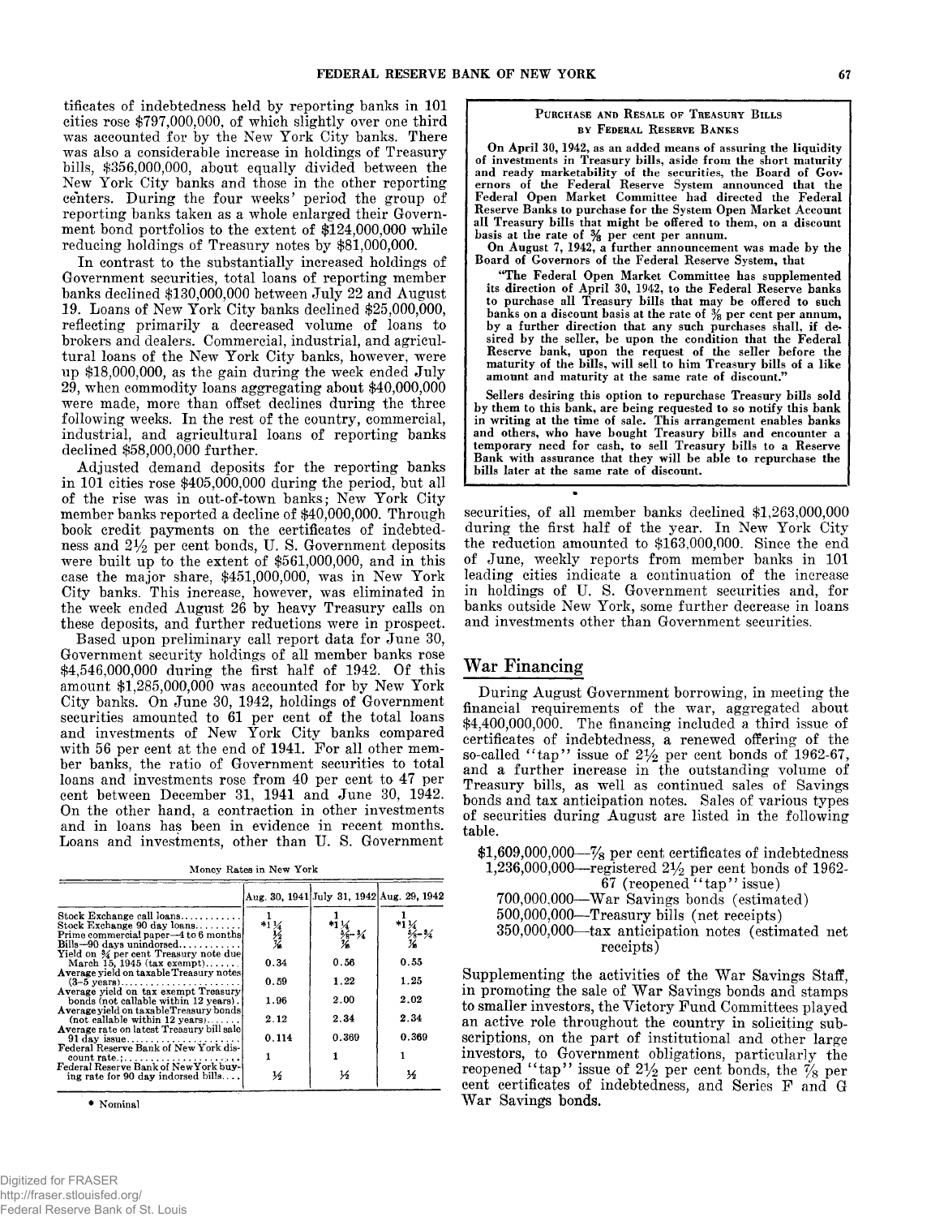tificates of indebtedness held by reporting banks in 101 cities rose $797,000,000, of which slightly over one third was accounted for by the New York City banks. There was also a considerable increase in holdings of Treasury bills, $356,000,000, about equally divided between the New York City banks and those in the other reporting centers. During the four weeks' period the group of reporting banks taken as a whole enlarged their Government bond portfolios to the extent of $124,000,000 while reducing holdings of Treasury notes by $81,000,000.

In contrast to the substantially increased holdings of Government securities, total loans of reporting member banks declined $130,000,000 between July 22 and August 19. Loans of New York City banks declined $25,000,000, reflecting primarily a decreased volume of loans to brokers and dealers. Commercial, industrial, and agricultural loans of the New York City banks, however, were up $18,000,000, as the gain during the week ended July 29, when commodity loans aggregating about $40,000,000 were made, more than offset declines during the three following weeks. In the rest of the country, commercial, industrial, and agricultural loans of reporting banks declined $58,000,000 further.

Adjusted demand deposits for the reporting banks in 101 cities rose $405,000,000 during the period, but all of the rise was in out-of-town banks; New York City member banks reported a decline of $40,000,000. Through book credit payments on the certificates of indebtedness and 2½ per cent bonds, U. S. Government deposits were built up to the extent of $561,000,000, and in this case the major share, $451,000,000, was in New York City banks. This increase, however, was eliminated in the week ended August 26 by heavy Treasury calls on these deposits, and further reductions were in prospect.

Based upon preliminary call report data for June 30, Government security holdings of all member banks rose $4,546,000,000 during the first half of 1942. Of this amount $1,285,000,000 was accounted for by New York City banks. On June 30, 1942, holdings of Government securities amounted to 61 per cent of the total loans and investments of New York City banks compared with 56 per cent at the end of 1941. For all other member banks, the ratio of Government securities to total loans and investments rose from 40 per cent to 47 per cent between December 31, 1941 and June 30, 1942. On the other hand, a contraction in other investments and in loans has been in evidence in recent months. Loans and investments, other than U. S. Government securities, of all member banks declined $1,263,000,000 during the first half of the year. In New York City the reduction amounted to $163,000,000. Since the end of June, weekly reports from member banks in 101 leading cities indicate a continuation of the increase in holdings of U. S. Government securities and, for banks outside New York, some further decrease in loans and investments other than Government securities.

Money Rates in New York

| | Aug. 30, 1941 | July 31, 1942 | Aug. 29, 1942 |
|---|---|---|---|
| Stock Exchange call loans | 1 | 1 | 1 |
| Stock Exchange 90 day loans | *1¼ | *1¼ | *1¼ |
| Prime commercial paper—4 to 6 months | ½ | ⅝-¾ | ⅝-¾ |
| Bills—90 days unindorsed | ⅞ | ⅞ | ⅞ |
| Yield on ¾ per cent Treasury note due March 15, 1945 (tax exempt) | 0.34 | 0.56 | 0.55 |
| Average yield on taxable Treasury notes (3-5 years) | 0.59 | 1.22 | 1.25 |
| Average yield on tax exempt Treasury bonds (not callable within 12 years) | 1.96 | 2.00 | 2.02 |
| Average yield on taxable Treasury bonds (not callable within 12 years) | 2.12 | 2.34 | 2.34 |
| Average rate on latest Treasury bill sale 91 day issue | 0.114 | 0.369 | 0.369 |
| Federal Reserve Bank of New York discount rate† | 1 | 1 | 1 |
| Federal Reserve Bank of New York buying rate for 90 day indorsed bills | ½ | ½ | ½ |

\* Nominal

**Purchase and Resale of Treasury Bills by Federal Reserve Banks**

On April 30, 1942, as an added means of assuring the liquidity of investments in Treasury bills, aside from the short maturity and ready marketability of the securities, the Board of Governors of the Federal Reserve System announced that the Federal Open Market Committee had directed the Federal Reserve Banks to purchase for the System Open Market Account all Treasury bills that might be offered to them, on a discount basis at the rate of ⅜ per cent per annum.

On August 7, 1942, a further announcement was made by the Board of Governors of the Federal Reserve System, that

"The Federal Open Market Committee has supplemented its direction of April 30, 1942, to the Federal Reserve banks to purchase all Treasury bills that may be offered to such banks on a discount basis at the rate of ⅜ per cent per annum, by a further direction that any such purchases shall, if desired by the seller, be upon the condition that the Federal Reserve bank, upon the request of the seller before the maturity of the bills, will sell to him Treasury bills of a like amount and maturity at the same rate of discount."

Sellers desiring this option to repurchase Treasury bills sold by them to this bank, are being requested to so notify this bank in writing at the time of sale. This arrangement enables banks and others, who have bought Treasury bills and encounter a temporary need for cash, to sell Treasury bills to a Reserve Bank with assurance that they will be able to repurchase the bills later at the same rate of discount.

## War Financing

During August Government borrowing, in meeting the financial requirements of the war, aggregated about $4,400,000,000. The financing included a third issue of certificates of indebtedness, a renewed offering of the so-called "tap" issue of 2½ per cent bonds of 1962-67, and a further increase in the outstanding volume of Treasury bills, as well as continued sales of Savings bonds and tax anticipation notes. Sales of various types of securities during August are listed in the following table.

$1,609,000,000—⅞ per cent certificates of indebtedness
1,236,000,000—registered 2½ per cent bonds of 1962-67 (reopened "tap" issue)
700,000,000—War Savings bonds (estimated)
500,000,000—Treasury bills (net receipts)
350,000,000—tax anticipation notes (estimated net receipts)

Supplementing the activities of the War Savings Staff, in promoting the sale of War Savings bonds and stamps to smaller investors, the Victory Fund Committees played an active role throughout the country in soliciting subscriptions, on the part of institutional and other large investors, to Government obligations, particularly the reopened "tap" issue of 2½ per cent bonds, the ⅞ per cent certificates of indebtedness, and Series F and G War Savings bonds.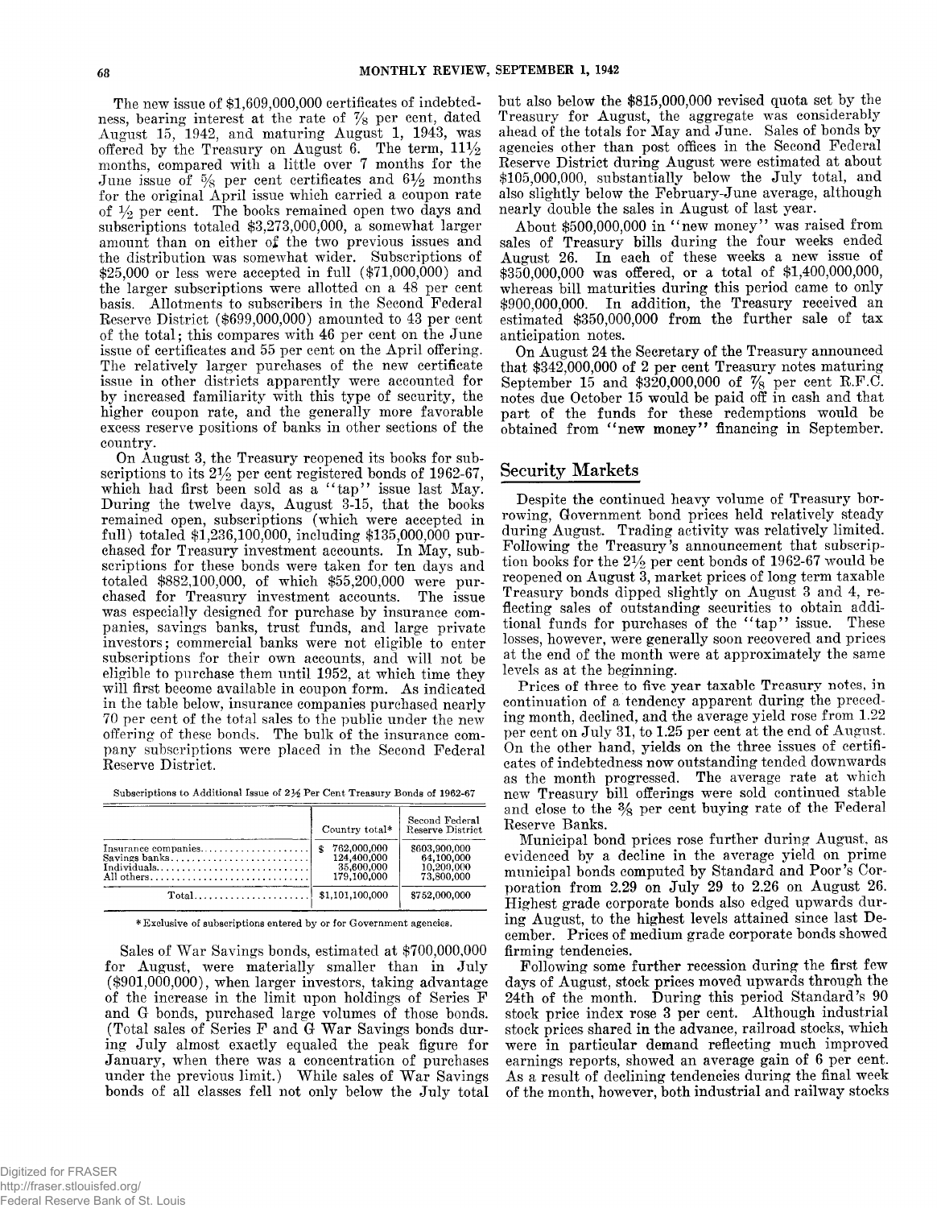The new issue of $1,609,000,000 certificates of indebtedness, bearing interest at the rate of ⅞ per cent, dated August 15, 1942, and maturing August 1, 1943, was offered by the Treasury on August 6. The term, 11½ months, compared with a little over 7 months for the June issue of ⅝ per cent certificates and 6½ months for the original April issue which carried a coupon rate of ½ per cent. The books remained open two days and subscriptions totaled $3,273,000,000, a somewhat larger amount than on either of the two previous issues and the distribution was somewhat wider. Subscriptions of $25,000 or less were accepted in full ($71,000,000) and the larger subscriptions were allotted on a 48 per cent basis. Allotments to subscribers in the Second Federal Reserve District ($699,000,000) amounted to 43 per cent of the total; this compares with 46 per cent on the June issue of certificates and 55 per cent on the April offering. The relatively larger purchases of the new certificate issue in other districts apparently were accounted for by increased familiarity with this type of security, the higher coupon rate, and the generally more favorable excess reserve positions of banks in other sections of the country.

On August 3, the Treasury reopened its books for subscriptions to its 2½ per cent registered bonds of 1962-67, which had first been sold as a "tap" issue last May. During the twelve days, August 3-15, that the books remained open, subscriptions (which were accepted in full) totaled $1,236,100,000, including $135,000,000 purchased for Treasury investment accounts. In May, subscriptions for these bonds were taken for ten days and totaled $882,100,000, of which $55,200,000 were purchased for Treasury investment accounts. The issue was especially designed for purchase by insurance companies, savings banks, trust funds, and large private investors; commercial banks were not eligible to enter subscriptions for their own accounts, and will not be eligible to purchase them until 1952, at which time they will first become available in coupon form. As indicated in the table below, insurance companies purchased nearly 70 per cent of the total sales to the public under the new offering of these bonds. The bulk of the insurance company subscriptions were placed in the Second Federal Reserve District.

Subscriptions to Additional Issue of 2½ Per Cent Treasury Bonds of 1962-67

| | Country total* | Second Federal Reserve District |
|---|---|---|
| Insurance companies | $ 762,000,000 | $603,900,000 |
| Savings banks | 124,400,000 | 64,100,000 |
| Individuals | 35,600,000 | 10,200,000 |
| All others | 179,100,000 | 73,800,000 |
| Total | $1,101,100,000 | $752,000,000 |

* Exclusive of subscriptions entered by or for Government agencies.

Sales of War Savings bonds, estimated at $700,000,000 for August, were materially smaller than in July ($901,000,000), when larger investors, taking advantage of the increase in the limit upon holdings of Series F and G bonds, purchased large volumes of those bonds. (Total sales of Series F and G War Savings bonds during July almost exactly equaled the peak figure for January, when there was a concentration of purchases under the previous limit.) While sales of War Savings bonds of all classes fell not only below the July total but also below the $815,000,000 revised quota set by the Treasury for August, the aggregate was considerably ahead of the totals for May and June. Sales of bonds by agencies other than post offices in the Second Federal Reserve District during August were estimated at about $105,000,000, substantially below the July total, and also slightly below the February-June average, although nearly double the sales in August of last year.

About $500,000,000 in "new money" was raised from sales of Treasury bills during the four weeks ended August 26. In each of these weeks a new issue of $350,000,000 was offered, or a total of $1,400,000,000, whereas bill maturities during this period came to only $900,000,000. In addition, the Treasury received an estimated $350,000,000 from the further sale of tax anticipation notes.

On August 24 the Secretary of the Treasury announced that $342,000,000 of 2 per cent Treasury notes maturing September 15 and $320,000,000 of ⅞ per cent R.F.C. notes due October 15 would be paid off in cash and that part of the funds for these redemptions would be obtained from "new money" financing in September.

## Security Markets

Despite the continued heavy volume of Treasury borrowing, Government bond prices held relatively steady during August. Trading activity was relatively limited. Following the Treasury's announcement that subscription books for the 2½ per cent bonds of 1962-67 would be reopened on August 3, market prices of long term taxable Treasury bonds dipped slightly on August 3 and 4, reflecting sales of outstanding securities to obtain additional funds for purchases of the "tap" issue. These losses, however, were generally soon recovered and prices at the end of the month were at approximately the same levels as at the beginning.

Prices of three to five year taxable Treasury notes, in continuation of a tendency apparent during the preceding month, declined, and the average yield rose from 1.22 per cent on July 31, to 1.25 per cent at the end of August. On the other hand, yields on the three issues of certificates of indebtedness now outstanding tended downwards as the month progressed. The average rate at which new Treasury bill offerings were sold continued stable and close to the ⅜ per cent buying rate of the Federal Reserve Banks.

Municipal bond prices rose further during August, as evidenced by a decline in the average yield on prime municipal bonds computed by Standard and Poor's Corporation from 2.29 on July 29 to 2.26 on August 26. Highest grade corporate bonds also edged upwards during August, to the highest levels attained since last December. Prices of medium grade corporate bonds showed firming tendencies.

Following some further recession during the first few days of August, stock prices moved upwards through the 24th of the month. During this period Standard's 90 stock price index rose 3 per cent. Although industrial stock prices shared in the advance, railroad stocks, which were in particular demand reflecting much improved earnings reports, showed an average gain of 6 per cent. As a result of declining tendencies during the final week of the month, however, both industrial and railway stocks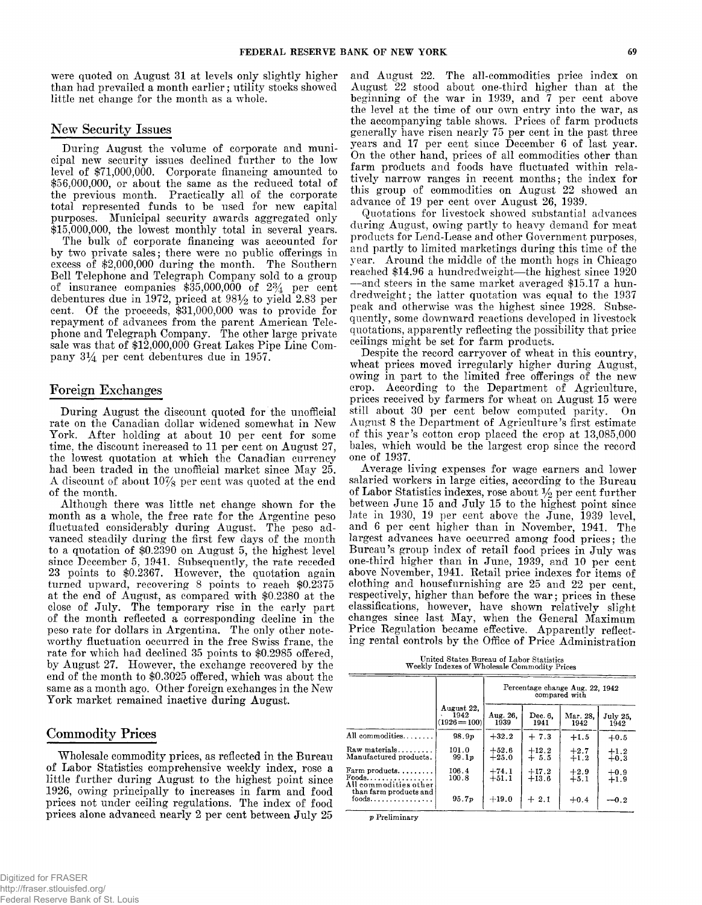were quoted on August 31 at levels only slightly higher than had prevailed a month earlier; utility stocks showed little net change for the month as a whole.

## New Security Issues

During August the volume of corporate and municipal new security issues declined further to the low level of $71,000,000. Corporate financing amounted to $56,000,000, or about the same as the reduced total of the previous month. Practically all of the corporate total represented funds to be used for new capital purposes. Municipal security awards aggregated only $15,000,000, the lowest monthly total in several years.

The bulk of corporate financing was accounted for by two private sales; there were no public offerings in excess of $2,000,000 during the month. The Southern Bell Telephone and Telegraph Company sold to a group of insurance companies $35,000,000 of 2¾ per cent debentures due in 1972, priced at 98½ to yield 2.83 per cent. Of the proceeds, $31,000,000 was to provide for repayment of advances from the parent American Telephone and Telegraph Company. The other large private sale was that of $12,000,000 Great Lakes Pipe Line Company 3¼ per cent debentures due in 1957.

## Foreign Exchanges

During August the discount quoted for the unofficial rate on the Canadian dollar widened somewhat in New York. After holding at about 10 per cent for some time, the discount increased to 11 per cent on August 27, the lowest quotation at which the Canadian currency had been traded in the unofficial market since May 25. A discount of about 10⅞ per cent was quoted at the end of the month.

Although there was little net change shown for the month as a whole, the free rate for the Argentine peso fluctuated considerably during August. The peso advanced steadily during the first few days of the month to a quotation of $0.2390 on August 5, the highest level since December 5, 1941. Subsequently, the rate receded 23 points to $0.2367. However, the quotation again turned upward, recovering 8 points to reach $0.2375 at the end of August, as compared with $0.2380 at the close of July. The temporary rise in the early part of the month reflected a corresponding decline in the peso rate for dollars in Argentina. The only other noteworthy fluctuation occurred in the free Swiss franc, the rate for which had declined 35 points to $0.2985 offered, by August 27. However, the exchange recovered by the end of the month to $0.3025 offered, which was about the same as a month ago. Other foreign exchanges in the New York market remained inactive during August.

## Commodity Prices

Wholesale commodity prices, as reflected in the Bureau of Labor Statistics comprehensive weekly index, rose a little further during August to the highest point since 1926, owing principally to increases in farm and food prices not under ceiling regulations. The index of food prices alone advanced nearly 2 per cent between July 25 and August 22. The all-commodities price index on August 22 stood about one-third higher than at the beginning of the war in 1939, and 7 per cent above the level at the time of our own entry into the war, as the accompanying table shows. Prices of farm products generally have risen nearly 75 per cent in the past three years and 17 per cent since December 6 of last year. On the other hand, prices of all commodities other than farm products and foods have fluctuated within relatively narrow ranges in recent months; the index for this group of commodities on August 22 showed an advance of 19 per cent over August 26, 1939.

Quotations for livestock showed substantial advances during August, owing partly to heavy demand for meat products for Lend-Lease and other Government purposes, and partly to limited marketings during this time of the year. Around the middle of the month hogs in Chicago reached $14.96 a hundredweight—the highest since 1920—and steers in the same market averaged $15.17 a hundredweight; the latter quotation was equal to the 1937 peak and otherwise was the highest since 1928. Subsequently, some downward reactions developed in livestock quotations, apparently reflecting the possibility that price ceilings might be set for farm products.

Despite the record carryover of wheat in this country, wheat prices moved irregularly higher during August, owing in part to the limited free offerings of the new crop. According to the Department of Agriculture, prices received by farmers for wheat on August 15 were still about 30 per cent below computed parity. On August 8 the Department of Agriculture's first estimate of this year's cotton crop placed the crop at 13,085,000 bales, which would be the largest crop since the record one of 1937.

Average living expenses for wage earners and lower salaried workers in large cities, according to the Bureau of Labor Statistics indexes, rose about ½ per cent further between June 15 and July 15 to the highest point since late in 1930, 19 per cent above the June, 1939 level, and 6 per cent higher than in November, 1941. The largest advances have occurred among food prices; the Bureau's group index of retail food prices in July was one-third higher than in June, 1939, and 10 per cent above November, 1941. Retail price indexes for items of clothing and housefurnishing are 25 and 22 per cent, respectively, higher than before the war; prices in these classifications, however, have shown relatively slight changes since last May, when the General Maximum Price Regulation became effective. Apparently reflecting rental controls by the Office of Price Administration

United States Bureau of Labor Statistics
Weekly Indexes of Wholesale Commodity Prices

| | August 22, 1942 (1926=100) | Percentage change Aug. 22, 1942 compared with | | | |
|---|---|---|---|---|---|
| | | Aug. 26, 1939 | Dec. 6, 1941 | Mar. 28, 1942 | July 25, 1942 |
| All commodities | 98.9p | +32.2 | + 7.3 | +1.5 | +0.5 |
| Raw materials | 101.0 | +52.6 | +12.2 | +2.7 | +1.2 |
| Manufactured products | 99.1p | +25.0 | + 5.5 | +1.2 | +0.3 |
| Farm products | 106.4 | +74.1 | +17.2 | +2.9 | +0.9 |
| Foods | 100.8 | +51.1 | +13.6 | +5.1 | +1.9 |
| All commodities other than farm products and foods | 95.7p | +19.0 | + 2.1 | +0.4 | −0.2 |

p Preliminary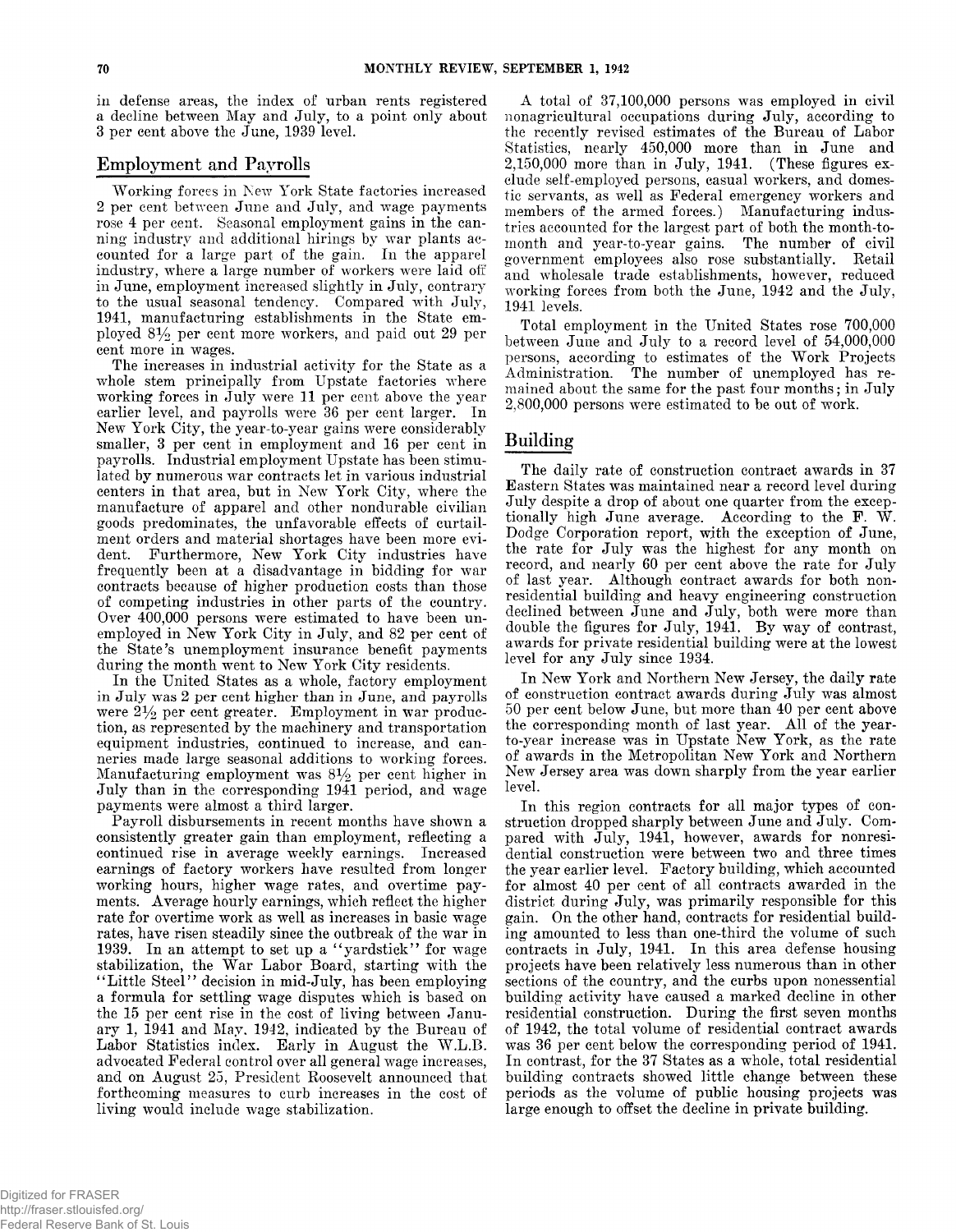in defense areas, the index of urban rents registered a decline between May and July, to a point only about 3 per cent above the June, 1939 level.

## Employment and Payrolls

Working forces in New York State factories increased 2 per cent between June and July, and wage payments rose 4 per cent. Seasonal employment gains in the canning industry and additional hirings by war plants accounted for a large part of the gain. In the apparel industry, where a large number of workers were laid off in June, employment increased slightly in July, contrary to the usual seasonal tendency. Compared with July, 1941, manufacturing establishments in the State employed 8½ per cent more workers, and paid out 29 per cent more in wages.

The increases in industrial activity for the State as a whole stem principally from Upstate factories where working forces in July were 11 per cent above the year earlier level, and payrolls were 36 per cent larger. In New York City, the year-to-year gains were considerably smaller, 3 per cent in employment and 16 per cent in payrolls. Industrial employment Upstate has been stimulated by numerous war contracts let in various industrial centers in that area, but in New York City, where the manufacture of apparel and other nondurable civilian goods predominates, the unfavorable effects of curtailment orders and material shortages have been more evident. Furthermore, New York City industries have frequently been at a disadvantage in bidding for war contracts because of higher production costs than those of competing industries in other parts of the country. Over 400,000 persons were estimated to have been unemployed in New York City in July, and 82 per cent of the State's unemployment insurance benefit payments during the month went to New York City residents.

In the United States as a whole, factory employment in July was 2 per cent higher than in June, and payrolls were 2½ per cent greater. Employment in war production, as represented by the machinery and transportation equipment industries, continued to increase, and canneries made large seasonal additions to working forces. Manufacturing employment was 8½ per cent higher in July than in the corresponding 1941 period, and wage payments were almost a third larger.

Payroll disbursements in recent months have shown a consistently greater gain than employment, reflecting a continued rise in average weekly earnings. Increased earnings of factory workers have resulted from longer working hours, higher wage rates, and overtime payments. Average hourly earnings, which reflect the higher rate for overtime work as well as increases in basic wage rates, have risen steadily since the outbreak of the war in 1939. In an attempt to set up a "yardstick" for wage stabilization, the War Labor Board, starting with the "Little Steel" decision in mid-July, has been employing a formula for settling wage disputes which is based on the 15 per cent rise in the cost of living between January 1, 1941 and May, 1942, indicated by the Bureau of Labor Statistics index. Early in August the W.L.B. advocated Federal control over all general wage increases, and on August 25, President Roosevelt announced that forthcoming measures to curb increases in the cost of living would include wage stabilization.

A total of 37,100,000 persons was employed in civil nonagricultural occupations during July, according to the recently revised estimates of the Bureau of Labor Statistics, nearly 450,000 more than in June and 2,150,000 more than in July, 1941. (These figures exclude self-employed persons, casual workers, and domestic servants, as well as Federal emergency workers and members of the armed forces.) Manufacturing industries accounted for the largest part of both the month-to-month and year-to-year gains. The number of civil government employees also rose substantially. Retail and wholesale trade establishments, however, reduced working forces from both the June, 1942 and the July, 1941 levels.

Total employment in the United States rose 700,000 between June and July to a record level of 54,000,000 persons, according to estimates of the Work Projects Administration. The number of unemployed has remained about the same for the past four months; in July 2,800,000 persons were estimated to be out of work.

## Building

The daily rate of construction contract awards in 37 Eastern States was maintained near a record level during July despite a drop of about one quarter from the exceptionally high June average. According to the F. W. Dodge Corporation report, with the exception of June, the rate for July was the highest for any month on record, and nearly 60 per cent above the rate for July of last year. Although contract awards for both nonresidential building and heavy engineering construction declined between June and July, both were more than double the figures for July, 1941. By way of contrast, awards for private residential building were at the lowest level for any July since 1934.

In New York and Northern New Jersey, the daily rate of construction contract awards during July was almost 50 per cent below June, but more than 40 per cent above the corresponding month of last year. All of the year-to-year increase was in Upstate New York, as the rate of awards in the Metropolitan New York and Northern New Jersey area was down sharply from the year earlier level.

In this region contracts for all major types of construction dropped sharply between June and July. Compared with July, 1941, however, awards for nonresidential construction were between two and three times the year earlier level. Factory building, which accounted for almost 40 per cent of all contracts awarded in the district during July, was primarily responsible for this gain. On the other hand, contracts for residential building amounted to less than one-third the volume of such contracts in July, 1941. In this area defense housing projects have been relatively less numerous than in other sections of the country, and the curbs upon nonessential building activity have caused a marked decline in other residential construction. During the first seven months of 1942, the total volume of residential contract awards was 36 per cent below the corresponding period of 1941. In contrast, for the 37 States as a whole, total residential building contracts showed little change between these periods as the volume of public housing projects was large enough to offset the decline in private building.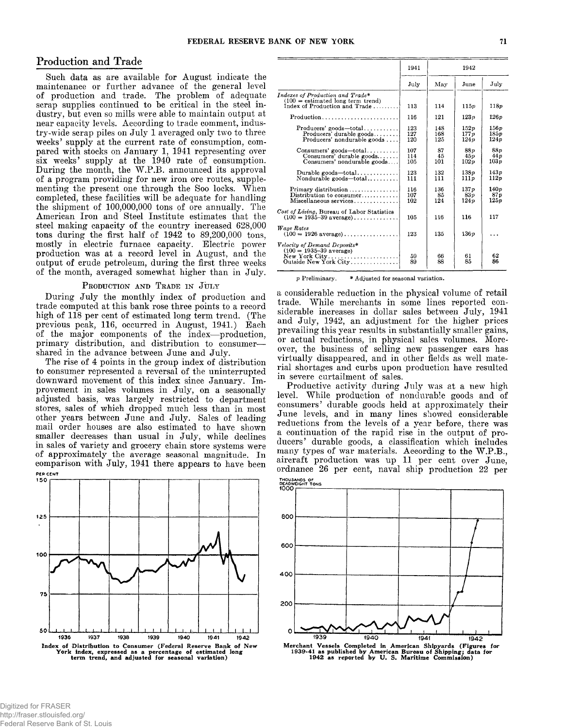## Production and Trade

Such data as are available for August indicate the maintenance or further advance of the general level of production and trade. The problem of adequate scrap supplies continued to be critical in the steel industry, but even so mills were able to maintain output at near capacity levels. According to trade comment, industry-wide scrap piles on July 1 averaged only two to three weeks' supply at the current rate of consumption, compared with stocks on January 1, 1941 representing over six weeks' supply at the 1940 rate of consumption. During the month, the W.P.B. announced its approval of a program providing for new iron ore routes, supplementing the present one through the Soo locks. When completed, these facilities will be adequate for handling the shipment of 100,000,000 tons of ore annually. The American Iron and Steel Institute estimates that the steel making capacity of the country increased 628,000 tons during the first half of 1942 to 89,200,000 tons, mostly in electric furnace capacity. Electric power production was at a record level in August, and the output of crude petroleum, during the first three weeks of the month, averaged somewhat higher than in July.

### Production and Trade in July

During July the monthly index of production and trade computed at this bank rose three points to a record high of 118 per cent of estimated long term trend. (The previous peak, 116, occurred in August, 1941.) Each of the major components of the index—production, primary distribution, and distribution to consumer—shared in the advance between June and July.

The rise of 4 points in the group index of distribution to consumer represented a reversal of the uninterrupted downward movement of this index since January. Improvement in sales volumes in July, on a seasonally adjusted basis, was largely restricted to department stores, sales of which dropped much less than in most other years between June and July. Sales of leading mail order houses are also estimated to have shown smaller decreases than usual in July, while declines in sales of variety and grocery chain store systems were of approximately the average seasonal magnitude. In comparison with July, 1941 there appears to have been a considerable reduction in the physical volume of retail trade. While merchants in some lines reported considerable increases in dollar sales between July, 1941 and July, 1942, an adjustment for the higher prices prevailing this year results in substantially smaller gains, or actual reductions, in physical sales volumes. Moreover, the business of selling new passenger cars has virtually disappeared, and in other fields as well material shortages and curbs upon production have resulted in severe curtailment of sales.

Productive activity during July was at a new high level. While production of nondurable goods and of consumers' durable goods held at approximately their June levels, and in many lines showed considerable reductions from the levels of a year before, there was a continuation of the rapid rise in the output of producers' durable goods, a classification which includes many types of war materials. According to the W.P.B., aircraft production was up 11 per cent over June, ordnance 26 per cent, naval ship production 22 per

| | 1941 | 1942 | | |
|---|---|---|---|---|
| | July | May | June | July |
| *Indexes of Production and Trade** (100 = estimated long term trend) | | | | |
| Index of Production and Trade | 113 | 114 | 115p | 118p |
| Production | 116 | 121 | 123p | 126p |
| Producers' goods—total | 123 | 148 | 152p | 156p |
| Producers' durable goods | 127 | 168 | 177p | 185p |
| Producers' nondurable goods | 120 | 125 | 124p | 124p |
| Consumers' goods—total | 107 | 87 | 88p | 88p |
| Consumers' durable goods | 114 | 45 | 45p | 44p |
| Consumers' nondurable goods | 105 | 101 | 102p | 103p |
| Durable goods—total | 123 | 132 | 138p | 143p |
| Nondurable goods—total | 111 | 111 | 111p | 112p |
| Primary distribution | 116 | 136 | 137p | 140p |
| Distribution to consumer | 107 | 85 | 83p | 87p |
| Miscellaneous services | 102 | 124 | 124p | 125p |
| *Cost of Living*, Bureau of Labor Statistics (100 = 1935-39 average) | 105 | 116 | 116 | 117 |
| *Wage Rates* (100 = 1926 average) | 123 | 135 | 136p | ... |
| *Velocity of Demand Deposits** (100 = 1935-39 average) | | | | |
| New York City | 59 | 66 | 61 | 62 |
| Outside New York City | 89 | 88 | 85 | 86 |

p Preliminary. * Adjusted for seasonal variation.

PER CENT
150
125
100
75
50
1936 1937 1938 1939 1940 1941 1942

Index of Distribution to Consumer (Federal Reserve Bank of New York index, expressed as a percentage of estimated long term trend, and adjusted for seasonal variation)

THOUSANDS OF DEADWEIGHT TONS
1000
800
600
400
200
0
1939 1940 1941 1942

Merchant Vessels Completed in American Shipyards (Figures for 1939-41 as published by American Bureau of Shipping; data for 1942 as reported by U. S. Maritime Commission)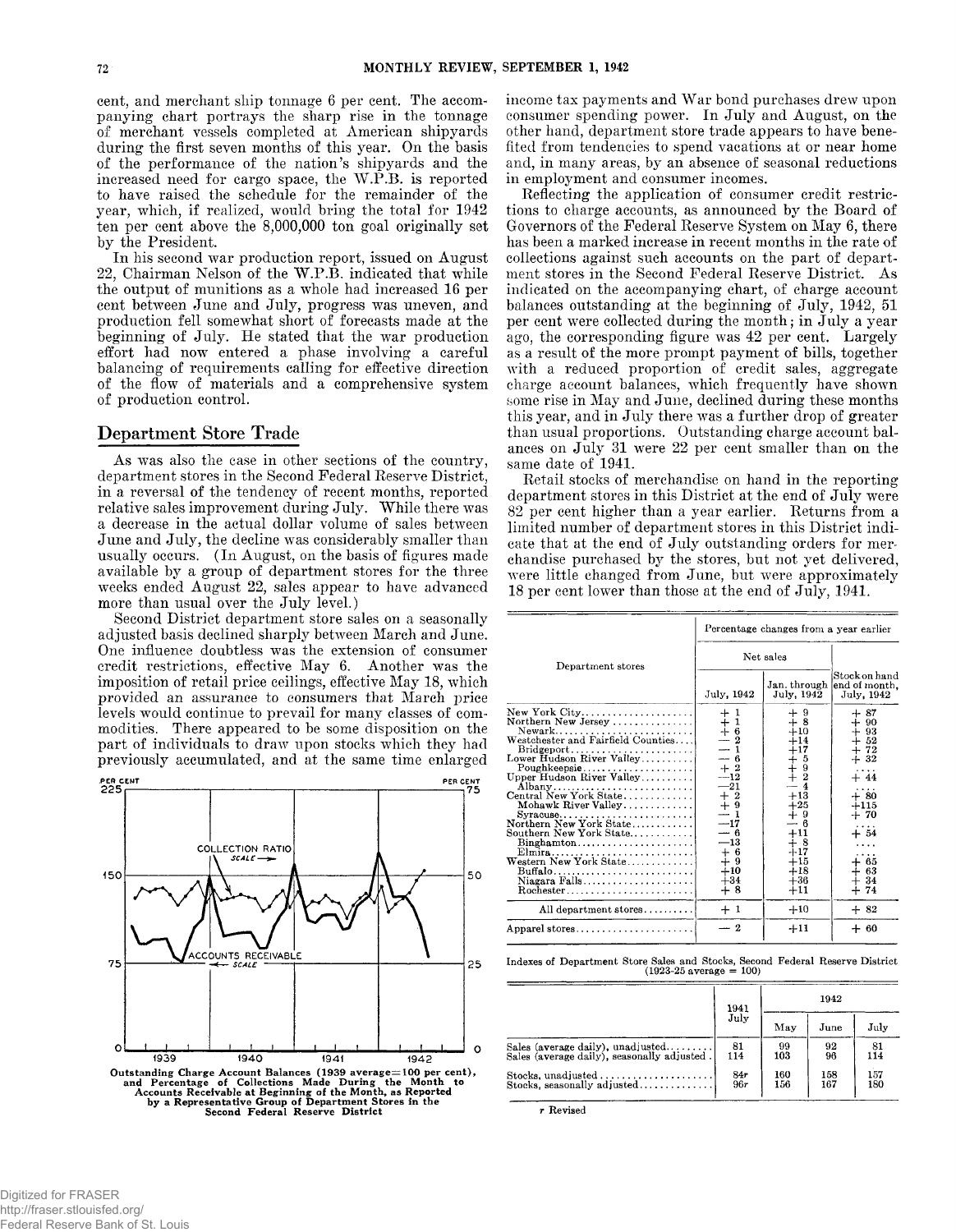cent, and merchant ship tonnage 6 per cent. The accompanying chart portrays the sharp rise in the tonnage of merchant vessels completed at American shipyards during the first seven months of this year. On the basis of the performance of the nation's shipyards and the increased need for cargo space, the W.P.B. is reported to have raised the schedule for the remainder of the year, which, if realized, would bring the total for 1942 ten per cent above the 8,000,000 ton goal originally set by the President.

In his second war production report, issued on August 22, Chairman Nelson of the W.P.B. indicated that while the output of munitions as a whole had increased 16 per cent between June and July, progress was uneven, and production fell somewhat short of forecasts made at the beginning of July. He stated that the war production effort had now entered a phase involving a careful balancing of requirements calling for effective direction of the flow of materials and a comprehensive system of production control.

## Department Store Trade

As was also the case in other sections of the country, department stores in the Second Federal Reserve District, in a reversal of the tendency of recent months, reported relative sales improvement during July. While there was a decrease in the actual dollar volume of sales between June and July, the decline was considerably smaller than usually occurs. (In August, on the basis of figures made available by a group of department stores for the three weeks ended August 22, sales appear to have advanced more than usual over the July level.)

Second District department store sales on a seasonally adjusted basis declined sharply between March and June. One influence doubtless was the extension of consumer credit restrictions, effective May 6. Another was the imposition of retail price ceilings, effective May 18, which provided an assurance to consumers that March price levels would continue to prevail for many classes of commodities. There appeared to be some disposition on the part of individuals to draw upon stocks which they had previously accumulated, and at the same time enlarged income tax payments and War bond purchases drew upon consumer spending power. In July and August, on the other hand, department store trade appears to have benefited from tendencies to spend vacations at or near home and, in many areas, by an absence of seasonal reductions in employment and consumer incomes.

PER CENT
225
150
75
0
PER CENT
75
50
25
0
COLLECTION RATIO
SCALE →
ACCOUNTS RECEIVABLE
← SCALE
1939
1940
1941
1942

**Outstanding Charge Account Balances (1939 average=100 per cent), and Percentage of Collections Made During the Month to Accounts Receivable at Beginning of the Month, as Reported by a Representative Group of Department Stores in the Second Federal Reserve District**

Reflecting the application of consumer credit restrictions to charge accounts, as announced by the Board of Governors of the Federal Reserve System on May 6, there has been a marked increase in recent months in the rate of collections against such accounts on the part of department stores in the Second Federal Reserve District. As indicated on the accompanying chart, of charge account balances outstanding at the beginning of July, 1942, 51 per cent were collected during the month; in July a year ago, the corresponding figure was 42 per cent. Largely as a result of the more prompt payment of bills, together with a reduced proportion of credit sales, aggregate charge account balances, which frequently have shown some rise in May and June, declined during these months this year, and in July there was a further drop of greater than usual proportions. Outstanding charge account balances on July 31 were 22 per cent smaller than on the same date of 1941.

Retail stocks of merchandise on hand in the reporting department stores in this District at the end of July were 82 per cent higher than a year earlier. Returns from a limited number of department stores in this District indicate that at the end of July outstanding orders for merchandise purchased by the stores, but not yet delivered, were little changed from June, but were approximately 18 per cent lower than those at the end of July, 1941.

| Department stores | Percentage changes from a year earlier | | |
|---|---|---|---|
| | Net sales | | Stock on hand end of month, July, 1942 |
| | July, 1942 | Jan. through July, 1942 | |
| New York City | + 1 | + 9 | + 87 |
| Northern New Jersey | + 1 | + 8 | + 90 |
| Newark | + 6 | +10 | + 93 |
| Westchester and Fairfield Counties | − 2 | +14 | + 52 |
| Bridgeport | − 1 | +17 | + 72 |
| Lower Hudson River Valley | − 6 | + 5 | + 32 |
| Poughkeepsie | + 2 | + 9 | .... |
| Upper Hudson River Valley | −12 | + 2 | + 44 |
| Albany | −21 | − 4 | .... |
| Central New York State | + 2 | +13 | + 80 |
| Mohawk River Valley | + 9 | +25 | +115 |
| Syracuse | − 1 | + 9 | + 70 |
| Northern New York State | −17 | − 6 | .... |
| Southern New York State | − 6 | +11 | + 54 |
| Binghamton | −13 | + 8 | .... |
| Elmira | + 6 | +17 | .... |
| Western New York State | + 9 | +15 | + 65 |
| Buffalo | +10 | +18 | + 63 |
| Niagara Falls | +34 | +36 | + 34 |
| Rochester | + 8 | +11 | + 74 |
| All department stores | + 1 | +10 | + 82 |
| Apparel stores | − 2 | +11 | + 60 |

Indexes of Department Store Sales and Stocks, Second Federal Reserve District (1923-25 average = 100)

| | 1941 | 1942 | | |
|---|---|---|---|---|
| | July | May | June | July |
| Sales (average daily), unadjusted | 81 | 99 | 92 | 81 |
| Sales (average daily), seasonally adjusted | 114 | 103 | 96 | 114 |
| Stocks, unadjusted | 84r | 160 | 158 | 157 |
| Stocks, seasonally adjusted | 96r | 156 | 167 | 180 |

r Revised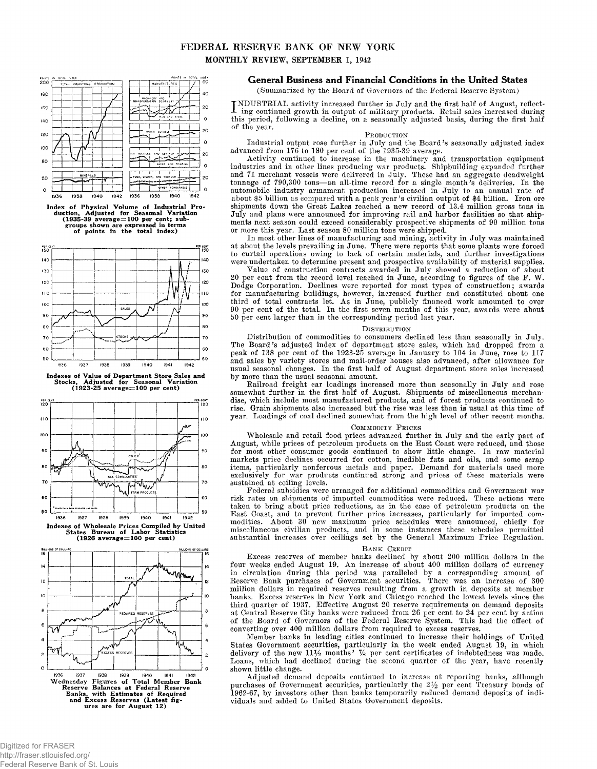# FEDERAL RESERVE BANK OF NEW YORK

MONTHLY REVIEW, SEPTEMBER 1, 1942

POINTS IN TOTAL INDEX
200
180
160
140
120
100
80
20
0
TOTAL INDUSTRIAL PRODUCTION
MINERALS
1936 1938 1940 1942

POINTS IN TOTAL INDEX
60
40
20
0
MANUFACTURES
MACHINERY AND TRANSPORTATION EQUIPMENT
IRON AND STEEL
OTHER DURABLE
TEXTILES AND LEATHER
PAPER AND PRINTING
FOOD, LIQUOR, AND TOBACCO
OTHER NONDURABLE
1936 1938 1940 1942

**Index of Physical Volume of Industrial Production, Adjusted for Seasonal Variation (1935-39 average=100 per cent; subgroups shown are expressed in terms of points in the total index)**

PER CENT
150
140
130
120
110
100
90
80
70
60
50
SALES
STOCKS
1936 1937 1938 1939 1940 1941 1942

**Indexes of Value of Department Store Sales and Stocks, Adjusted for Seasonal Variation (1923-25 average=100 per cent)**

PER CENT
120
110
100
90
80
70
60
50
OTHER*
ALL COMMODITIES
FARM PRODUCTS
* OTHER THAN FARM PRODUCTS AND FOODS.
1936 1937 1938 1939 1940 1941 1942

**Indexes of Wholesale Prices Compiled by United States Bureau of Labor Statistics (1926 average=100 per cent)**

BILLIONS OF DOLLARS
16
14
12
10
8
6
4
2
0
TOTAL
REQUIRED RESERVES
EXCESS RESERVES
1936 1937 1938 1939 1940 1941 1942

**Wednesday Figures of Total Member Bank Reserve Balances at Federal Reserve Banks, with Estimates of Required and Excess Reserves (Latest figures are for August 12)**

## General Business and Financial Conditions in the United States

(Summarized by the Board of Governors of the Federal Reserve System)

INDUSTRIAL activity increased further in July and the first half of August, reflecting continued growth in output of military products. Retail sales increased during this period, following a decline, on a seasonally adjusted basis, during the first half of the year.

### PRODUCTION

Industrial output rose further in July and the Board's seasonally adjusted index advanced from 176 to 180 per cent of the 1935-39 average.

Activity continued to increase in the machinery and transportation equipment industries and in other lines producing war products. Shipbuilding expanded further and 71 merchant vessels were delivered in July. These had an aggregate deadweight tonnage of 790,300 tons—an all-time record for a single month's deliveries. In the automobile industry armament production increased in July to an annual rate of about $5 billion as compared with a peak year's civilian output of $4 billion. Iron ore shipments down the Great Lakes reached a new record of 13.4 million gross tons in July and plans were announced for improving rail and harbor facilities so that shipments next season could exceed considerably prospective shipments of 90 million tons or more this year. Last season 80 million tons were shipped.

In most other lines of manufacturing and mining, activity in July was maintained at about the levels prevailing in June. There were reports that some plants were forced to curtail operations owing to lack of certain materials, and further investigations were undertaken to determine present and prospective availability of material supplies.

Value of construction contracts awarded in July showed a reduction of about 20 per cent from the record level reached in June, according to figures of the F. W. Dodge Corporation. Declines were reported for most types of construction; awards for manufacturing buildings, however, increased further and constituted about one third of total contracts let. As in June, publicly financed work amounted to over 90 per cent of the total. In the first seven months of this year, awards were about 50 per cent larger than in the corresponding period last year.

### DISTRIBUTION

Distribution of commodities to consumers declined less than seasonally in July. The Board's adjusted index of department store sales, which had dropped from a peak of 138 per cent of the 1923-25 average in January to 104 in June, rose to 117 and sales by variety stores and mail-order houses also advanced, after allowance for usual seasonal changes. In the first half of August department store sales increased by more than the usual seasonal amount.

Railroad freight car loadings increased more than seasonally in July and rose somewhat further in the first half of August. Shipments of miscellaneous merchandise, which include most manufactured products, and of forest products continued to rise. Grain shipments also increased but the rise was less than is usual at this time of year. Loadings of coal declined somewhat from the high level of other recent months.

### COMMODITY PRICES

Wholesale and retail food prices advanced further in July and the early part of August, while prices of petroleum products on the East Coast were reduced, and those for most other consumer goods continued to show little change. In raw material markets price declines occurred for cotton, inedible fats and oils, and some scrap items, particularly nonferrous metals and paper. Demand for materials used more exclusively for war products continued strong and prices of these materials were sustained at ceiling levels.

Federal subsidies were arranged for additional commodities and Government war risk rates on shipments of imported commodities were reduced. These actions were taken to bring about price reductions, as in the case of petroleum products on the East Coast, and to prevent further price increases, particularly for imported commodities. About 30 new maximum price schedules were announced, chiefly for miscellaneous civilian products, and in some instances these schedules permitted substantial increases over ceilings set by the General Maximum Price Regulation.

### BANK CREDIT

Excess reserves of member banks declined by about 200 million dollars in the four weeks ended August 19. An increase of about 400 million dollars of currency in circulation during this period was paralleled by a corresponding amount of Reserve Bank purchases of Government securities. There was an increase of 300 million dollars in required reserves resulting from a growth in deposits at member banks. Excess reserves in New York and Chicago reached the lowest levels since the third quarter of 1937. Effective August 20 reserve requirements on demand deposits at Central Reserve City banks were reduced from 26 per cent to 24 per cent by action of the Board of Governors of the Federal Reserve System. This had the effect of converting over 400 million dollars from required to excess reserves.

Member banks in leading cities continued to increase their holdings of United States Government securities, particularly in the week ended August 19, in which delivery of the new 11½ months' ⅞ per cent certificates of indebtedness was made. Loans, which had declined during the second quarter of the year, have recently shown little change.

Adjusted demand deposits continued to increase at reporting banks, although purchases of Government securities, particularly the 2½ per cent Treasury bonds of 1962-67, by investors other than banks temporarily reduced demand deposits of individuals and added to United States Government deposits.